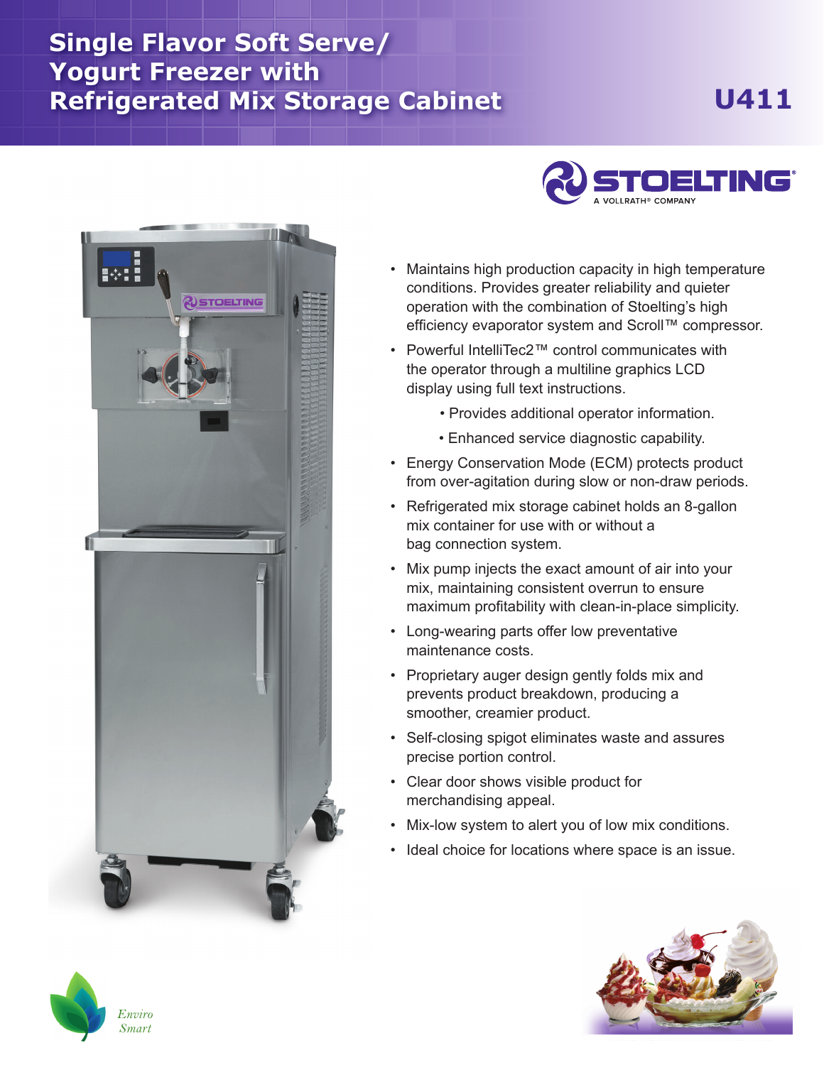# Single Flavor Soft Serve/ Yogurt Freezer with Refrigerated Mix Storage Cabinet

## U411

STOELTING

A VOLLRATH® COMPANY

- Maintains high production capacity in high temperature conditions. Provides greater reliability and quieter operation with the combination of Stoelting's high efficiency evaporator system and Scroll™ compressor.
- Powerful IntelliTec2™ control communicates with the operator through a multiline graphics LCD display using full text instructions.
  - Provides additional operator information.
  - Enhanced service diagnostic capability.
- Energy Conservation Mode (ECM) protects product from over-agitation during slow or non-draw periods.
- Refrigerated mix storage cabinet holds an 8-gallon mix container for use with or without a bag connection system.
- Mix pump injects the exact amount of air into your mix, maintaining consistent overrun to ensure maximum profitability with clean-in-place simplicity.
- Long-wearing parts offer low preventative maintenance costs.
- Proprietary auger design gently folds mix and prevents product breakdown, producing a smoother, creamier product.
- Self-closing spigot eliminates waste and assures precise portion control.
- Clear door shows visible product for merchandising appeal.
- Mix-low system to alert you of low mix conditions.
- Ideal choice for locations where space is an issue.

*Enviro Smart*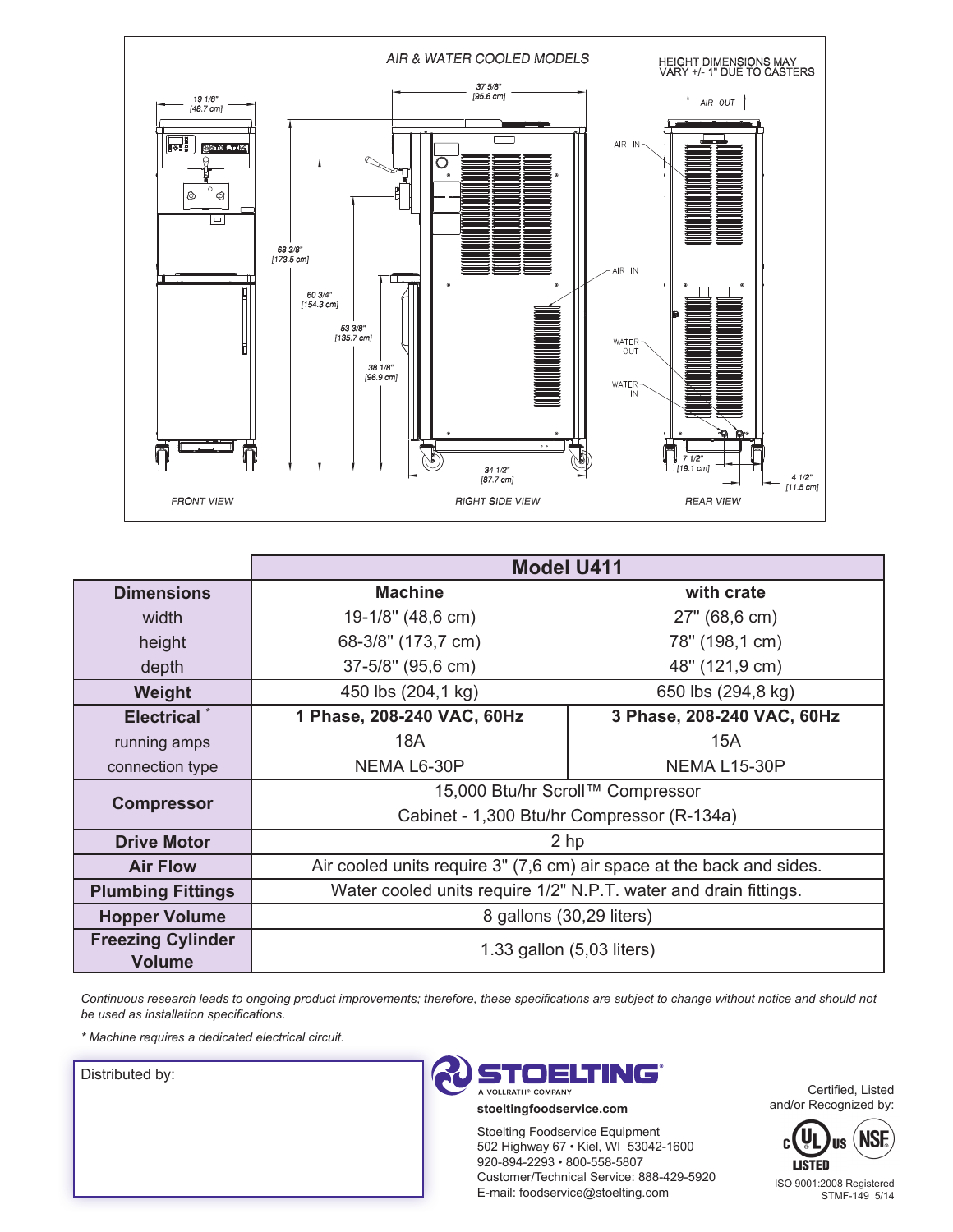AIR & WATER COOLED MODELS

HEIGHT DIMENSIONS MAY VARY +/- 1" DUE TO CASTERS

19 1/8" [48.7 cm]

37 5/8" [95.6 cm]

AIR OUT

AIR IN

68 3/8" [173.5 cm]

60 3/4" [154.3 cm]

53 3/8" [135.7 cm]

38 1/8" [96.9 cm]

AIR IN

WATER OUT

WATER IN

34 1/2" [87.7 cm]

7 1/2" [19.1 cm]

4 1/2" [11.5 cm]

FRONT VIEW

RIGHT SIDE VIEW

REAR VIEW

| | Model U411 | |
|---|---|---|
| **Dimensions** | **Machine** | **with crate** |
| width | 19-1/8" (48,6 cm) | 27" (68,6 cm) |
| height | 68-3/8" (173,7 cm) | 78" (198,1 cm) |
| depth | 37-5/8" (95,6 cm) | 48" (121,9 cm) |
| **Weight** | 450 lbs (204,1 kg) | 650 lbs (294,8 kg) |
| **Electrical** * | **1 Phase, 208-240 VAC, 60Hz** | **3 Phase, 208-240 VAC, 60Hz** |
| running amps | 18A | 15A |
| connection type | NEMA L6-30P | NEMA L15-30P |
| **Compressor** | 15,000 Btu/hr Scroll™ Compressor<br>Cabinet - 1,300 Btu/hr Compressor (R-134a) | |
| **Drive Motor** | 2 hp | |
| **Air Flow** | Air cooled units require 3" (7,6 cm) air space at the back and sides. | |
| **Plumbing Fittings** | Water cooled units require 1/2" N.P.T. water and drain fittings. | |
| **Hopper Volume** | 8 gallons (30,29 liters) | |
| **Freezing Cylinder Volume** | 1.33 gallon (5,03 liters) | |

*Continuous research leads to ongoing product improvements; therefore, these specifications are subject to change without notice and should not be used as installation specifications.*

*\* Machine requires a dedicated electrical circuit.*

Distributed by:

STOELTING
A VOLLRATH® COMPANY

**stoeltingfoodservice.com**

Stoelting Foodservice Equipment
502 Highway 67 • Kiel, WI 53042-1600
920-894-2293 • 800-558-5807
Customer/Technical Service: 888-429-5920
E-mail: foodservice@stoelting.com

Certified, Listed and/or Recognized by:

c UL us LISTED NSF

ISO 9001:2008 Registered
STMF-149 5/14